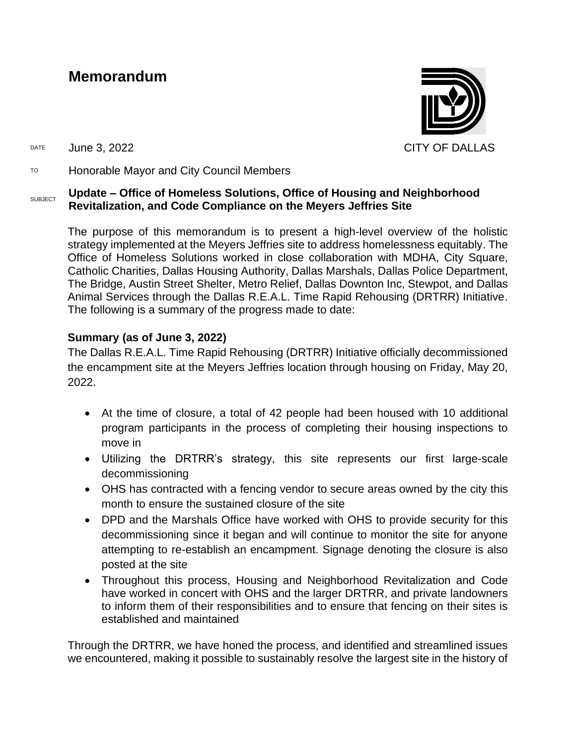# Memorandum

CITY OF DALLAS

DATE June 3, 2022

TO Honorable Mayor and City Council Members

SUBJECT **Update – Office of Homeless Solutions, Office of Housing and Neighborhood Revitalization, and Code Compliance on the Meyers Jeffries Site**

The purpose of this memorandum is to present a high-level overview of the holistic strategy implemented at the Meyers Jeffries site to address homelessness equitably. The Office of Homeless Solutions worked in close collaboration with MDHA, City Square, Catholic Charities, Dallas Housing Authority, Dallas Marshals, Dallas Police Department, The Bridge, Austin Street Shelter, Metro Relief, Dallas Downton Inc, Stewpot, and Dallas Animal Services through the Dallas R.E.A.L. Time Rapid Rehousing (DRTRR) Initiative. The following is a summary of the progress made to date:

**Summary (as of June 3, 2022)**

The Dallas R.E.A.L. Time Rapid Rehousing (DRTRR) Initiative officially decommissioned the encampment site at the Meyers Jeffries location through housing on Friday, May 20, 2022.

- At the time of closure, a total of 42 people had been housed with 10 additional program participants in the process of completing their housing inspections to move in
- Utilizing the DRTRR's strategy, this site represents our first large-scale decommissioning
- OHS has contracted with a fencing vendor to secure areas owned by the city this month to ensure the sustained closure of the site
- DPD and the Marshals Office have worked with OHS to provide security for this decommissioning since it began and will continue to monitor the site for anyone attempting to re-establish an encampment. Signage denoting the closure is also posted at the site
- Throughout this process, Housing and Neighborhood Revitalization and Code have worked in concert with OHS and the larger DRTRR, and private landowners to inform them of their responsibilities and to ensure that fencing on their sites is established and maintained

Through the DRTRR, we have honed the process, and identified and streamlined issues we encountered, making it possible to sustainably resolve the largest site in the history of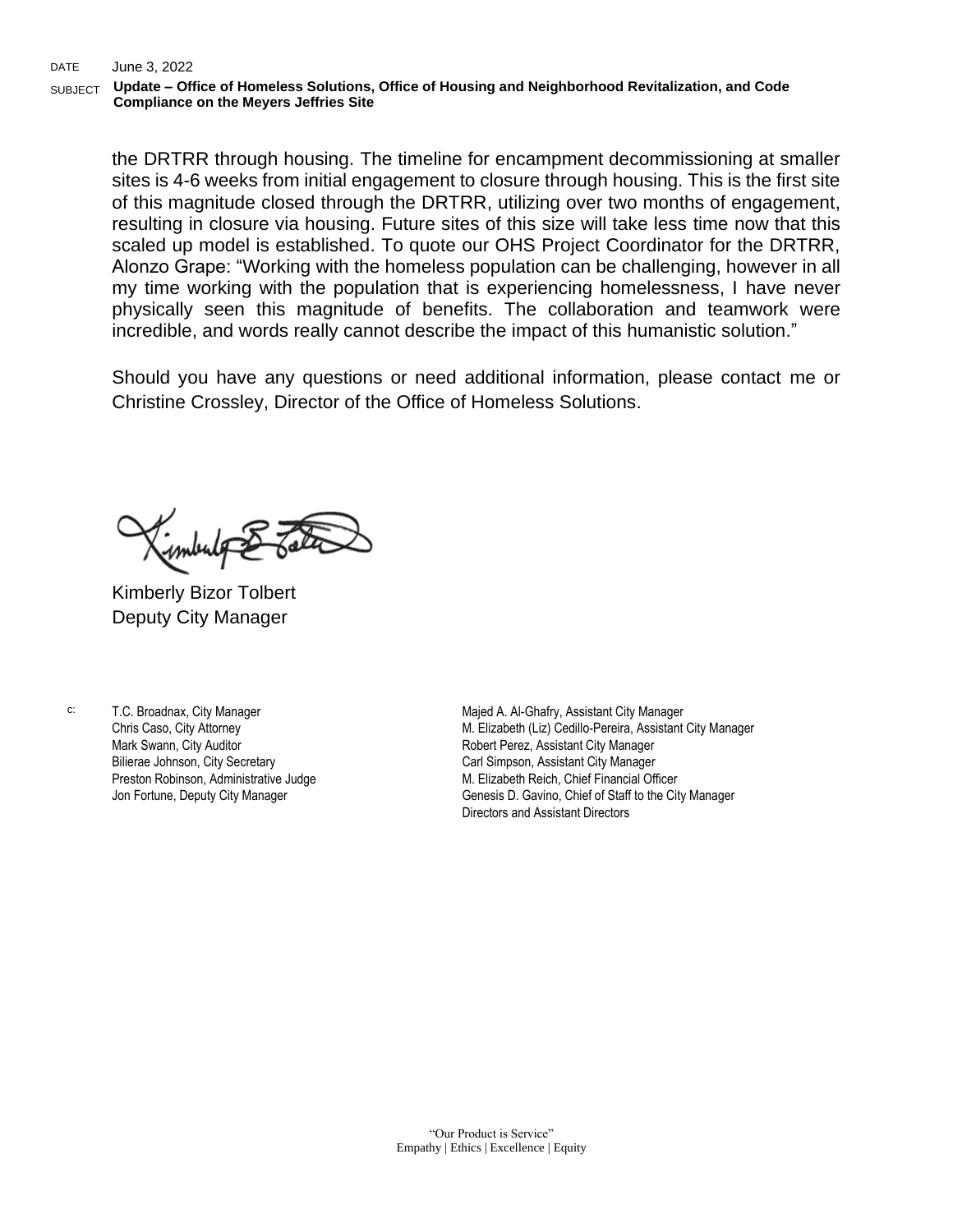DATE June 3, 2022

SUBJECT **Update – Office of Homeless Solutions, Office of Housing and Neighborhood Revitalization, and Code Compliance on the Meyers Jeffries Site**

the DRTRR through housing. The timeline for encampment decommissioning at smaller sites is 4-6 weeks from initial engagement to closure through housing. This is the first site of this magnitude closed through the DRTRR, utilizing over two months of engagement, resulting in closure via housing. Future sites of this size will take less time now that this scaled up model is established. To quote our OHS Project Coordinator for the DRTRR, Alonzo Grape: "Working with the homeless population can be challenging, however in all my time working with the population that is experiencing homelessness, I have never physically seen this magnitude of benefits. The collaboration and teamwork were incredible, and words really cannot describe the impact of this humanistic solution."

Should you have any questions or need additional information, please contact me or Christine Crossley, Director of the Office of Homeless Solutions.

Kimberly Bizor Tolbert
Deputy City Manager

c:
T.C. Broadnax, City Manager
Chris Caso, City Attorney
Mark Swann, City Auditor
Bilierae Johnson, City Secretary
Preston Robinson, Administrative Judge
Jon Fortune, Deputy City Manager
Majed A. Al-Ghafry, Assistant City Manager
M. Elizabeth (Liz) Cedillo-Pereira, Assistant City Manager
Robert Perez, Assistant City Manager
Carl Simpson, Assistant City Manager
M. Elizabeth Reich, Chief Financial Officer
Genesis D. Gavino, Chief of Staff to the City Manager
Directors and Assistant Directors

"Our Product is Service"
Empathy | Ethics | Excellence | Equity